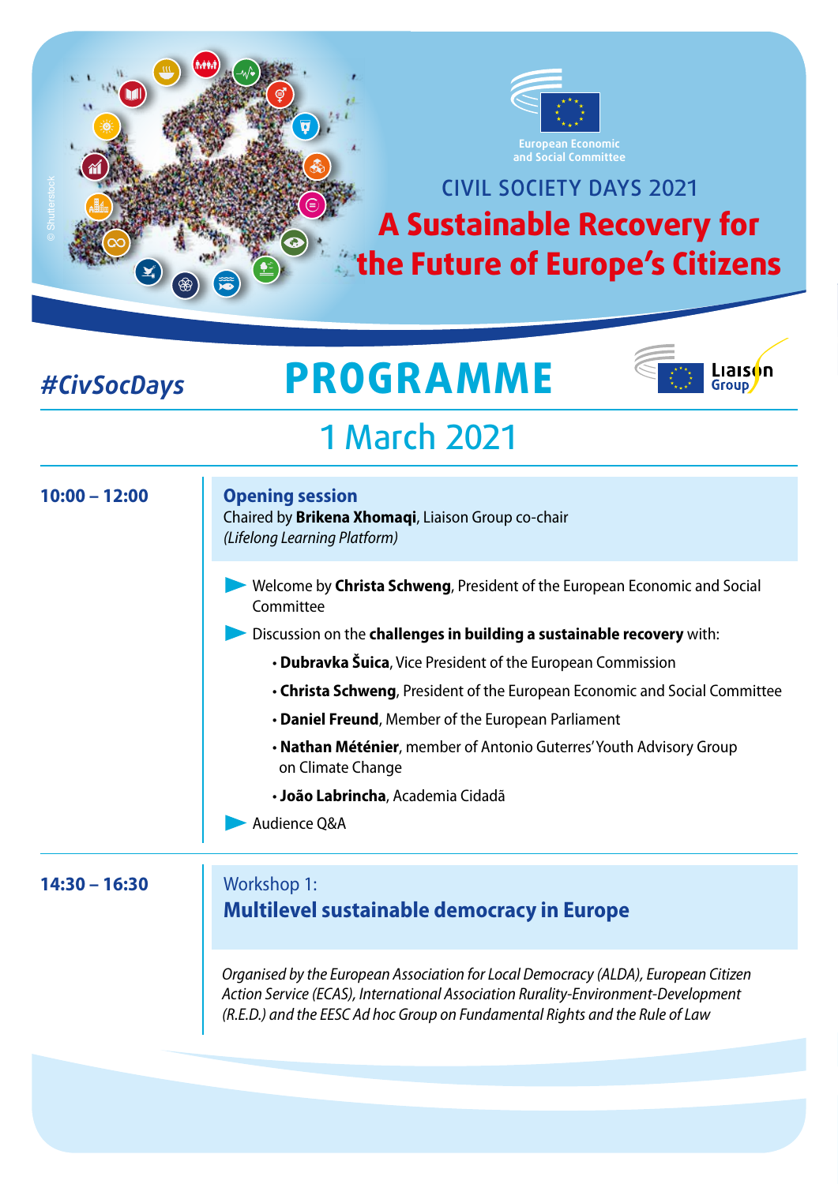European Economic and Social Committee

CIVIL SOCIETY DAYS 2021

# A Sustainable Recovery for the Future of Europe's Citizens

*#CivSocDays*

# PROGRAMME

Liaison Group

## 1 March 2021

**10:00 – 12:00**

### Opening session

Chaired by **Brikena Xhomaqi**, Liaison Group co-chair
*(Lifelong Learning Platform)*

- Welcome by **Christa Schweng**, President of the European Economic and Social Committee
- Discussion on the **challenges in building a sustainable recovery** with:
  - **Dubravka Šuica**, Vice President of the European Commission
  - **Christa Schweng**, President of the European Economic and Social Committee
  - **Daniel Freund**, Member of the European Parliament
  - **Nathan Méténier**, member of Antonio Guterres' Youth Advisory Group on Climate Change
  - **João Labrincha**, Academia Cidadã
- Audience Q&A

**14:30 – 16:30**

### Workshop 1: **Multilevel sustainable democracy in Europe**

*Organised by the European Association for Local Democracy (ALDA), European Citizen Action Service (ECAS), International Association Rurality-Environment-Development (R.E.D.) and the EESC Ad hoc Group on Fundamental Rights and the Rule of Law*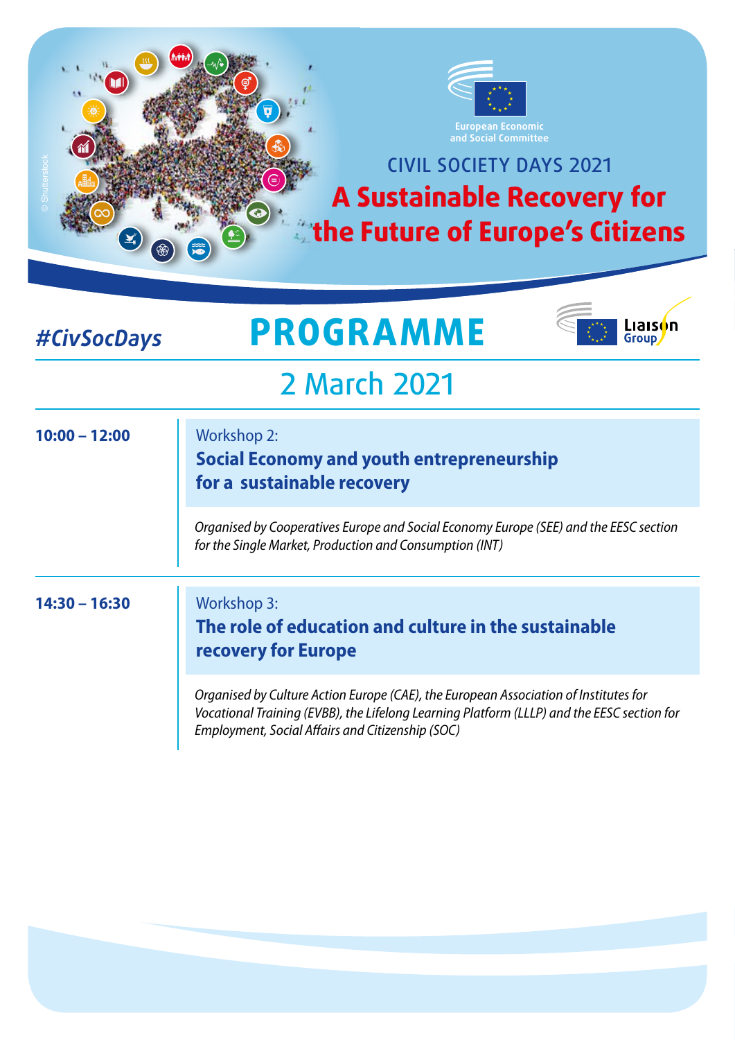European Economic and Social Committee

CIVIL SOCIETY DAYS 2021

# A Sustainable Recovery for the Future of Europe's Citizens

*#CivSocDays*

# PROGRAMME

Liaison Group

## 2 March 2021

**10:00 – 12:00**

Workshop 2:

**Social Economy and youth entrepreneurship for a sustainable recovery**

*Organised by Cooperatives Europe and Social Economy Europe (SEE) and the EESC section for the Single Market, Production and Consumption (INT)*

**14:30 – 16:30**

Workshop 3:

**The role of education and culture in the sustainable recovery for Europe**

*Organised by Culture Action Europe (CAE), the European Association of Institutes for Vocational Training (EVBB), the Lifelong Learning Platform (LLLP) and the EESC section for Employment, Social Affairs and Citizenship (SOC)*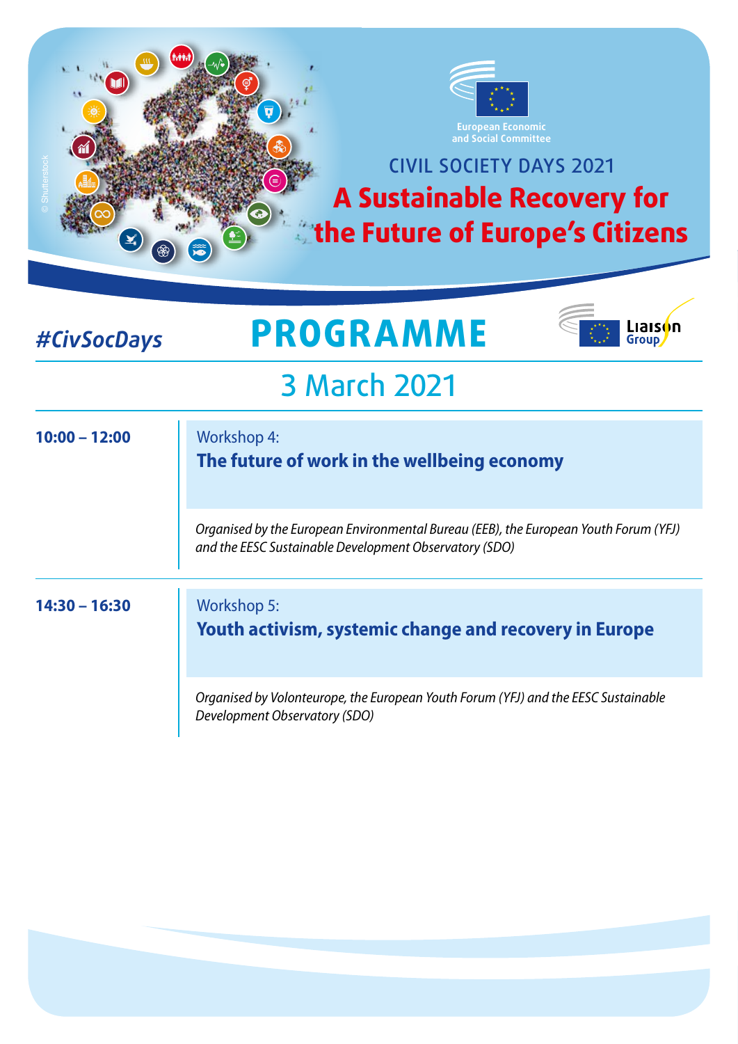European Economic and Social Committee

CIVIL SOCIETY DAYS 2021

# A Sustainable Recovery for the Future of Europe's Citizens

*#CivSocDays*

# PROGRAMME

Liaison Group

## 3 March 2021

**10:00 – 12:00**

Workshop 4:
**The future of work in the wellbeing economy**

*Organised by the European Environmental Bureau (EEB), the European Youth Forum (YFJ) and the EESC Sustainable Development Observatory (SDO)*

**14:30 – 16:30**

Workshop 5:
**Youth activism, systemic change and recovery in Europe**

*Organised by Volonteurope, the European Youth Forum (YFJ) and the EESC Sustainable Development Observatory (SDO)*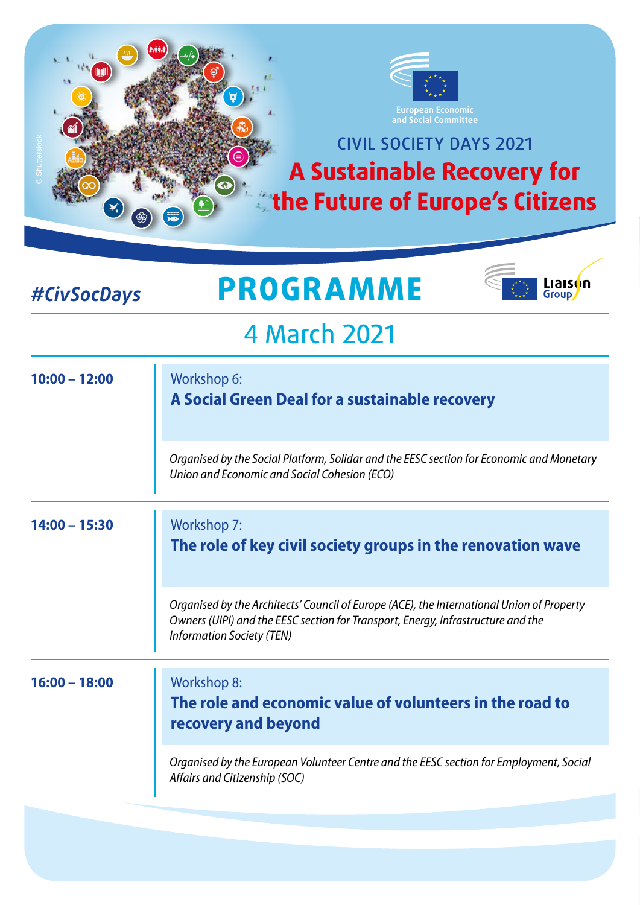European Economic and Social Committee

CIVIL SOCIETY DAYS 2021

# A Sustainable Recovery for the Future of Europe's Citizens

#CivSocDays

## PROGRAMME

Liaison Group

### 4 March 2021

| | |
|---|---|
| **10:00 – 12:00** | Workshop 6:<br>**A Social Green Deal for a sustainable recovery**<br>*Organised by the Social Platform, Solidar and the EESC section for Economic and Monetary Union and Economic and Social Cohesion (ECO)* |
| **14:00 – 15:30** | Workshop 7:<br>**The role of key civil society groups in the renovation wave**<br>*Organised by the Architects' Council of Europe (ACE), the International Union of Property Owners (UIPI) and the EESC section for Transport, Energy, Infrastructure and the Information Society (TEN)* |
| **16:00 – 18:00** | Workshop 8:<br>**The role and economic value of volunteers in the road to recovery and beyond**<br>*Organised by the European Volunteer Centre and the EESC section for Employment, Social Affairs and Citizenship (SOC)* |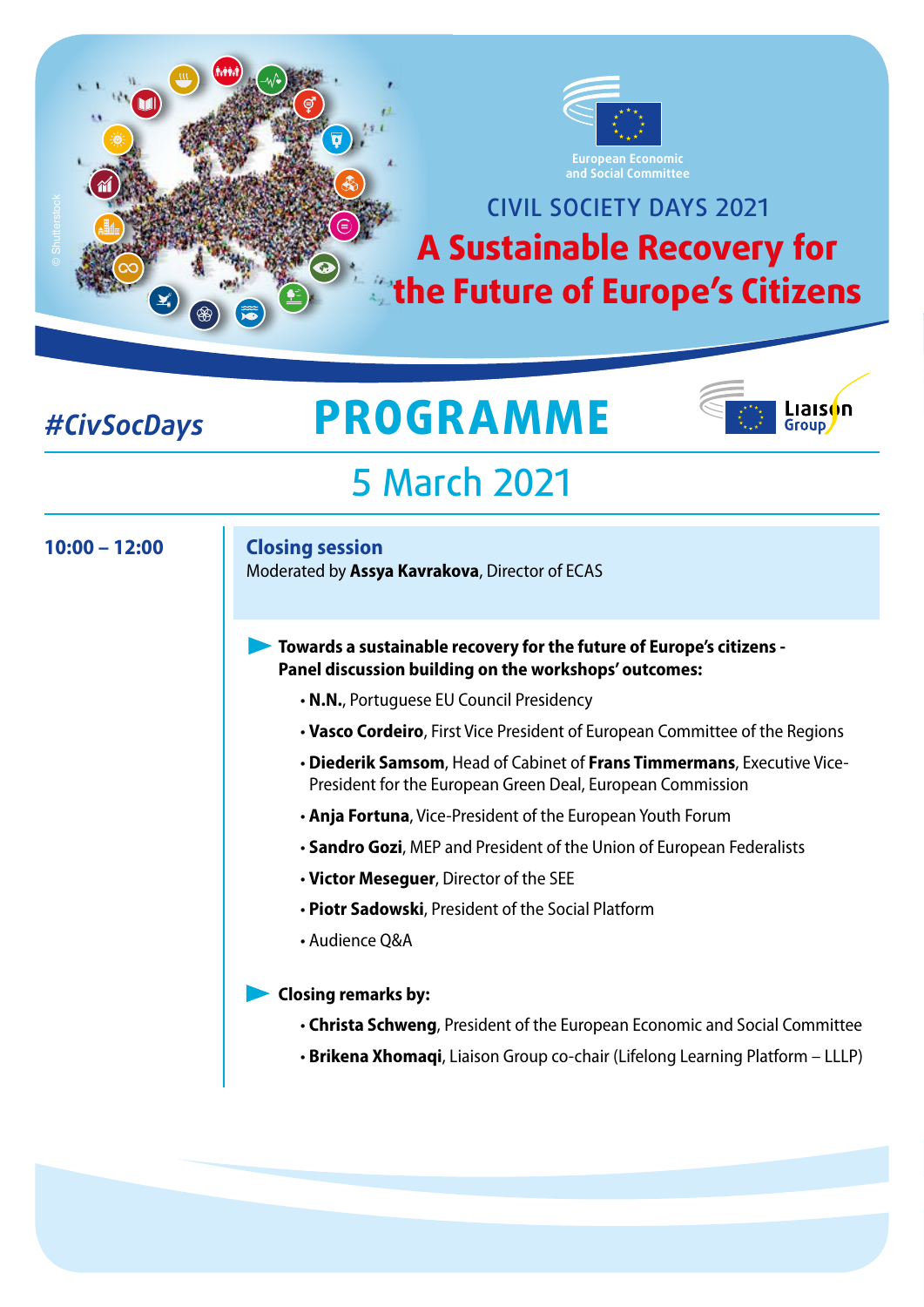European Economic and Social Committee

CIVIL SOCIETY DAYS 2021

# A Sustainable Recovery for the Future of Europe's Citizens

*#CivSocDays*

# PROGRAMME

Liaison Group

## 5 March 2021

**10:00 – 12:00**

### Closing session

Moderated by **Assya Kavrakova**, Director of ECAS

**Towards a sustainable recovery for the future of Europe's citizens - Panel discussion building on the workshops' outcomes:**

- **N.N.**, Portuguese EU Council Presidency
- **Vasco Cordeiro**, First Vice President of European Committee of the Regions
- **Diederik Samsom**, Head of Cabinet of **Frans Timmermans**, Executive Vice-President for the European Green Deal, European Commission
- **Anja Fortuna**, Vice-President of the European Youth Forum
- **Sandro Gozi**, MEP and President of the Union of European Federalists
- **Victor Meseguer**, Director of the SEE
- **Piotr Sadowski**, President of the Social Platform
- Audience Q&A

**Closing remarks by:**

- **Christa Schweng**, President of the European Economic and Social Committee
- **Brikena Xhomaqi**, Liaison Group co-chair (Lifelong Learning Platform – LLLP)